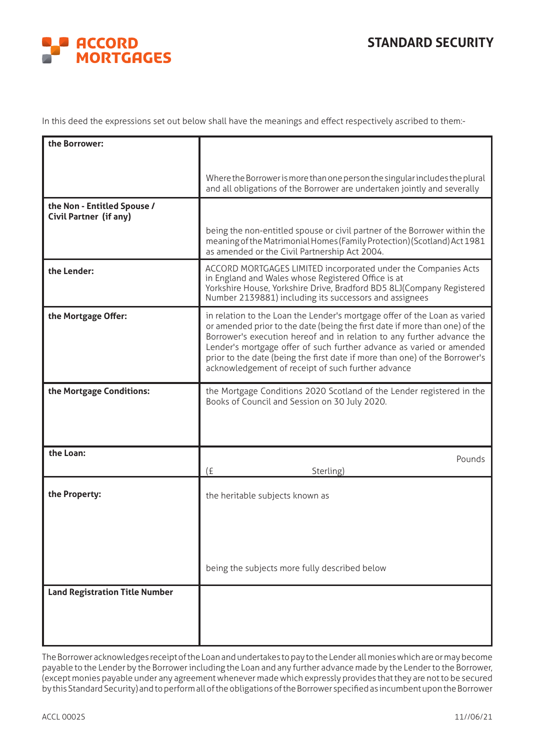ACCORD MORTGAGES

# STANDARD SECURITY

In this deed the expressions set out below shall have the meanings and effect respectively ascribed to them:-

| | |
|---|---|
| **the Borrower:** | Where the Borrower is more than one person the singular includes the plural and all obligations of the Borrower are undertaken jointly and severally |
| **the Non - Entitled Spouse / Civil Partner (if any)** | being the non-entitled spouse or civil partner of the Borrower within the meaning of the Matrimonial Homes (Family Protection) (Scotland) Act 1981 as amended or the Civil Partnership Act 2004. |
| **the Lender:** | ACCORD MORTGAGES LIMITED incorporated under the Companies Acts in England and Wales whose Registered Office is at Yorkshire House, Yorkshire Drive, Bradford BD5 8LJ(Company Registered Number 2139881) including its successors and assignees |
| **the Mortgage Offer:** | in relation to the Loan the Lender's mortgage offer of the Loan as varied or amended prior to the date (being the first date if more than one) of the Borrower's execution hereof and in relation to any further advance the Lender's mortgage offer of such further advance as varied or amended prior to the date (being the first date if more than one) of the Borrower's acknowledgement of receipt of such further advance |
| **the Mortgage Conditions:** | the Mortgage Conditions 2020 Scotland of the Lender registered in the Books of Council and Session on 30 July 2020. |
| **the Loan:** | Pounds (£ Sterling) |
| **the Property:** | the heritable subjects known as being the subjects more fully described below |
| **Land Registration Title Number** | |

The Borrower acknowledges receipt of the Loan and undertakes to pay to the Lender all monies which are or may become payable to the Lender by the Borrower including the Loan and any further advance made by the Lender to the Borrower, (except monies payable under any agreement whenever made which expressly provides that they are not to be secured by this Standard Security) and to perform all of the obligations of the Borrower specified as incumbent upon the Borrower

ACCL 0002S 11//06/21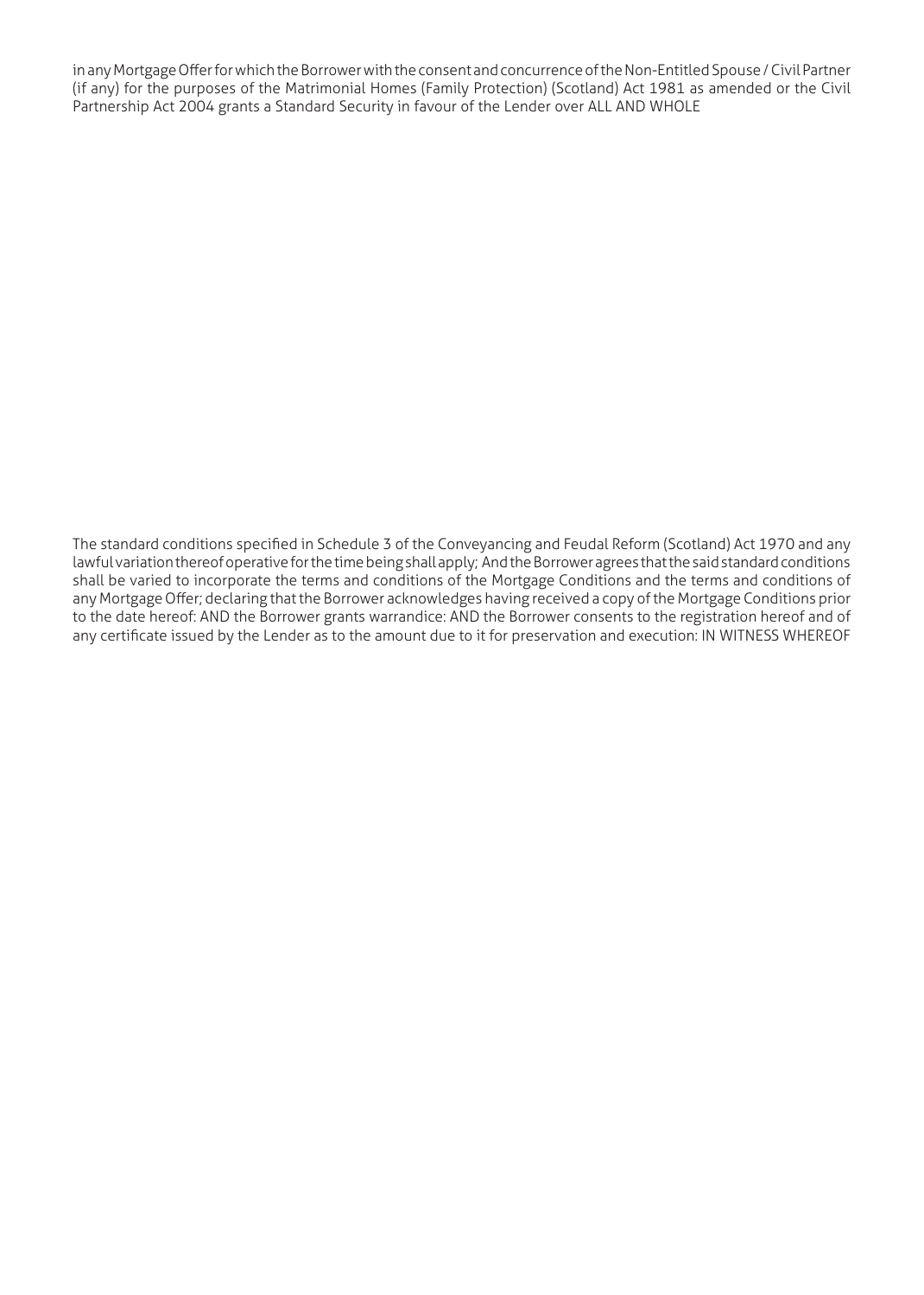in any Mortgage Offer for which the Borrower with the consent and concurrence of the Non-Entitled Spouse / Civil Partner (if any) for the purposes of the Matrimonial Homes (Family Protection) (Scotland) Act 1981 as amended or the Civil Partnership Act 2004 grants a Standard Security in favour of the Lender over ALL AND WHOLE

The standard conditions specified in Schedule 3 of the Conveyancing and Feudal Reform (Scotland) Act 1970 and any lawful variation thereof operative for the time being shall apply; And the Borrower agrees that the said standard conditions shall be varied to incorporate the terms and conditions of the Mortgage Conditions and the terms and conditions of any Mortgage Offer; declaring that the Borrower acknowledges having received a copy of the Mortgage Conditions prior to the date hereof: AND the Borrower grants warrandice: AND the Borrower consents to the registration hereof and of any certificate issued by the Lender as to the amount due to it for preservation and execution: IN WITNESS WHEREOF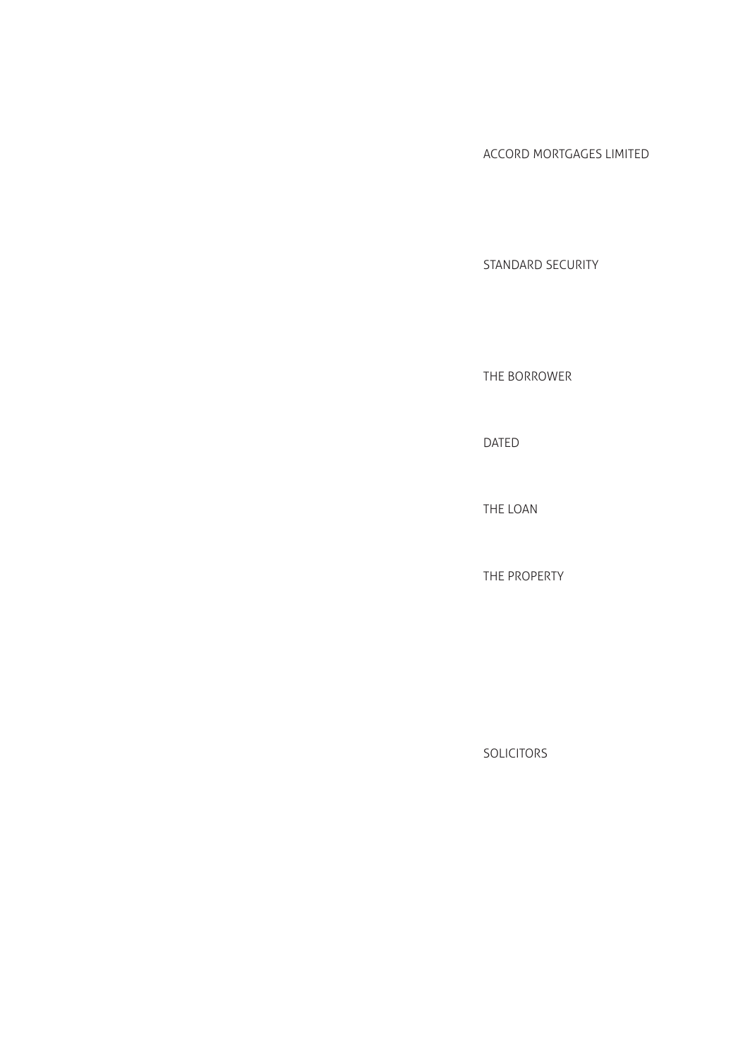ACCORD MORTGAGES LIMITED

STANDARD SECURITY

THE BORROWER

DATED

THE LOAN

THE PROPERTY

SOLICITORS